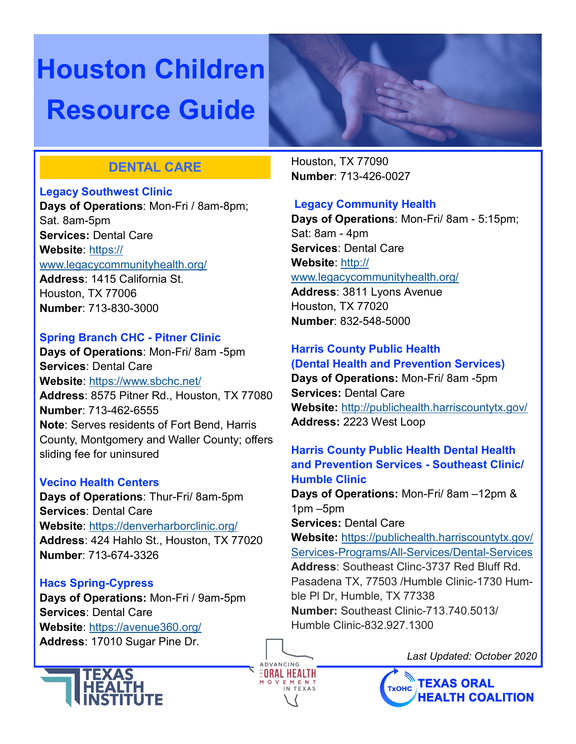# Houston Children Resource Guide

## DENTAL CARE

### Legacy Southwest Clinic

**Days of Operations**: Mon-Fri / 8am-8pm; Sat. 8am-5pm
**Services:** Dental Care
**Website**: https://www.legacycommunityhealth.org/
**Address**: 1415 California St. Houston, TX 77006
**Number**: 713-830-3000

### Spring Branch CHC - Pitner Clinic

**Days of Operations**: Mon-Fri/ 8am -5pm
**Services**: Dental Care
**Website**: https://www.sbchc.net/
**Address**: 8575 Pitner Rd., Houston, TX 77080
**Number**: 713-462-6555
**Note**: Serves residents of Fort Bend, Harris County, Montgomery and Waller County; offers sliding fee for uninsured

### Vecino Health Centers

**Days of Operations**: Thur-Fri/ 8am-5pm
**Services**: Dental Care
**Website**: https://denverharborclinic.org/
**Address**: 424 Hahlo St., Houston, TX 77020
**Number**: 713-674-3326

### Hacs Spring-Cypress

**Days of Operations:** Mon-Fri / 9am-5pm
**Services**: Dental Care
**Website**: https://avenue360.org/
**Address**: 17010 Sugar Pine Dr. Houston, TX 77090
**Number**: 713-426-0027

### Legacy Community Health

**Days of Operations**: Mon-Fri/ 8am - 5:15pm; Sat: 8am - 4pm
**Services**: Dental Care
**Website**: http://www.legacycommunityhealth.org/
**Address**: 3811 Lyons Avenue Houston, TX 77020
**Number**: 832-548-5000

### Harris County Public Health (Dental Health and Prevention Services)

**Days of Operations:** Mon-Fri/ 8am -5pm
**Services:** Dental Care
**Website:** http://publichealth.harriscountytx.gov/
**Address:** 2223 West Loop

### Harris County Public Health Dental Health and Prevention Services - Southeast Clinic/ Humble Clinic

**Days of Operations:** Mon-Fri/ 8am –12pm & 1pm –5pm
**Services:** Dental Care
**Website:** https://publichealth.harriscountytx.gov/Services-Programs/All-Services/Dental-Services
**Address**: Southeast Clinc-3737 Red Bluff Rd. Pasadena TX, 77503 /Humble Clinic-1730 Humble Pl Dr, Humble, TX 77338
**Number:** Southeast Clinic-713.740.5013/ Humble Clinic-832.927.1300

*Last Updated: October 2020*

TEXAS HEALTH INSTITUTE | ADVANCING THE ORAL HEALTH MOVEMENT IN TEXAS | TxOHC TEXAS ORAL HEALTH COALITION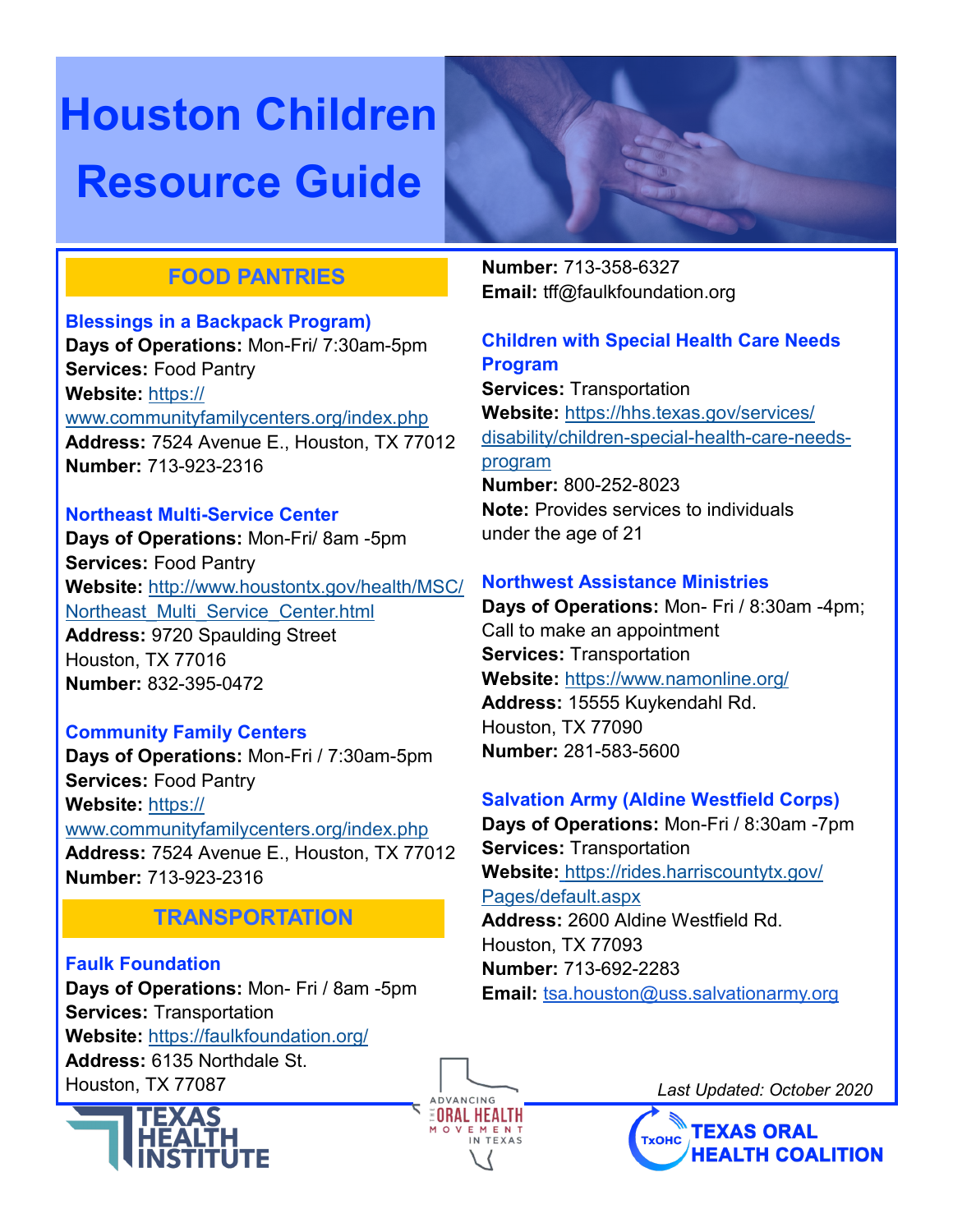# Houston Children Resource Guide

## FOOD PANTRIES

### Blessings in a Backpack Program)

**Days of Operations:** Mon-Fri/ 7:30am-5pm
**Services:** Food Pantry
**Website:** https://www.communityfamilycenters.org/index.php
**Address:** 7524 Avenue E., Houston, TX 77012
**Number:** 713-923-2316

### Northeast Multi-Service Center

**Days of Operations:** Mon-Fri/ 8am -5pm
**Services:** Food Pantry
**Website:** http://www.houstontx.gov/health/MSC/Northeast_Multi_Service_Center.html
**Address:** 9720 Spaulding Street
Houston, TX 77016
**Number:** 832-395-0472

### Community Family Centers

**Days of Operations:** Mon-Fri / 7:30am-5pm
**Services:** Food Pantry
**Website:** https://www.communityfamilycenters.org/index.php
**Address:** 7524 Avenue E., Houston, TX 77012
**Number:** 713-923-2316

## TRANSPORTATION

### Faulk Foundation

**Days of Operations:** Mon- Fri / 8am -5pm
**Services:** Transportation
**Website:** https://faulkfoundation.org/
**Address:** 6135 Northdale St.
Houston, TX 77087
**Number:** 713-358-6327
**Email:** tff@faulkfoundation.org

### Children with Special Health Care Needs Program

**Services:** Transportation
**Website:** https://hhs.texas.gov/services/disability/children-special-health-care-needs-program
**Number:** 800-252-8023
**Note:** Provides services to individuals under the age of 21

### Northwest Assistance Ministries

**Days of Operations:** Mon- Fri / 8:30am -4pm; Call to make an appointment
**Services:** Transportation
**Website:** https://www.namonline.org/
**Address:** 15555 Kuykendahl Rd.
Houston, TX 77090
**Number:** 281-583-5600

### Salvation Army (Aldine Westfield Corps)

**Days of Operations:** Mon-Fri / 8:30am -7pm
**Services:** Transportation
**Website:** https://rides.harriscountytx.gov/Pages/default.aspx
**Address:** 2600 Aldine Westfield Rd.
Houston, TX 77093
**Number:** 713-692-2283
**Email:** tsa.houston@uss.salvationarmy.org

*Last Updated: October 2020*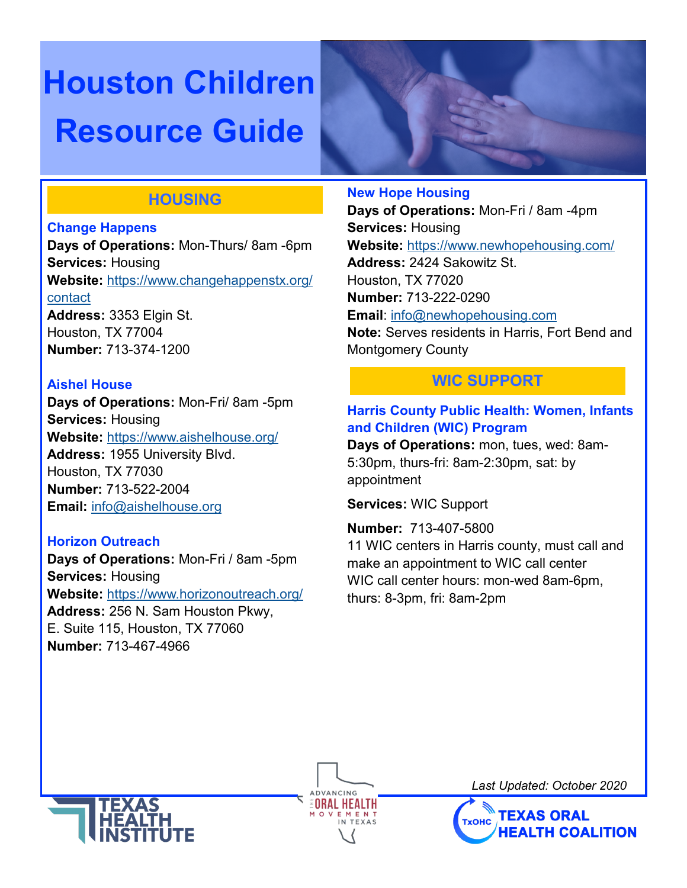# Houston Children Resource Guide

## HOUSING

### Change Happens

**Days of Operations:** Mon-Thurs/ 8am -6pm
**Services:** Housing
**Website:** https://www.changehappenstx.org/contact
**Address:** 3353 Elgin St.
Houston, TX 77004
**Number:** 713-374-1200

### Aishel House

**Days of Operations:** Mon-Fri/ 8am -5pm
**Services:** Housing
**Website:** https://www.aishelhouse.org/
**Address:** 1955 University Blvd.
Houston, TX 77030
**Number:** 713-522-2004
**Email:** info@aishelhouse.org

### Horizon Outreach

**Days of Operations:** Mon-Fri / 8am -5pm
**Services:** Housing
**Website:** https://www.horizonoutreach.org/
**Address:** 256 N. Sam Houston Pkwy,
E. Suite 115, Houston, TX 77060
**Number:** 713-467-4966

### New Hope Housing

**Days of Operations:** Mon-Fri / 8am -4pm
**Services:** Housing
**Website:** https://www.newhopehousing.com/
**Address:** 2424 Sakowitz St.
Houston, TX 77020
**Number:** 713-222-0290
**Email**: info@newhopehousing.com
**Note:** Serves residents in Harris, Fort Bend and Montgomery County

## WIC SUPPORT

### Harris County Public Health: Women, Infants and Children (WIC) Program

**Days of Operations:** mon, tues, wed: 8am-5:30pm, thurs-fri: 8am-2:30pm, sat: by appointment

**Services:** WIC Support

**Number:** 713-407-5800
11 WIC centers in Harris county, must call and make an appointment to WIC call center
WIC call center hours: mon-wed 8am-6pm, thurs: 8-3pm, fri: 8am-2pm

*Last Updated: October 2020*

TEXAS HEALTH INSTITUTE

ADVANCING THE ORAL HEALTH MOVEMENT IN TEXAS

TxOHC TEXAS ORAL HEALTH COALITION